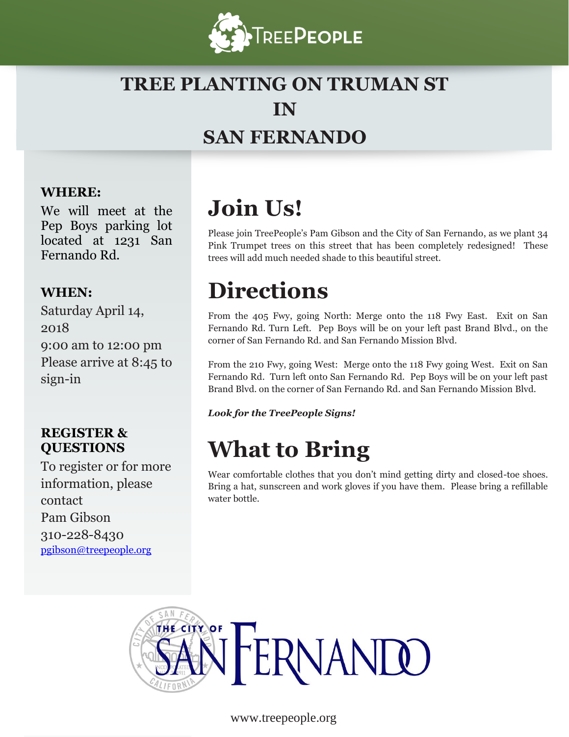# TREE PLANTING ON TRUMAN ST IN SAN FERNANDO

**WHERE:**

We will meet at the Pep Boys parking lot located at 1231 San Fernando Rd.

**WHEN:**

Saturday April 14, 2018

9:00 am to 12:00 pm

Please arrive at 8:45 to sign-in

**REGISTER & QUESTIONS**

To register or for more information, please contact

Pam Gibson

310-228-8430

pgibson@treepeople.org

## Join Us!

Please join TreePeople's Pam Gibson and the City of San Fernando, as we plant 34 Pink Trumpet trees on this street that has been completely redesigned! These trees will add much needed shade to this beautiful street.

## Directions

From the 405 Fwy, going North: Merge onto the 118 Fwy East. Exit on San Fernando Rd. Turn Left. Pep Boys will be on your left past Brand Blvd., on the corner of San Fernando Rd. and San Fernando Mission Blvd.

From the 210 Fwy, going West: Merge onto the 118 Fwy going West. Exit on San Fernando Rd. Turn left onto San Fernando Rd. Pep Boys will be on your left past Brand Blvd. on the corner of San Fernando Rd. and San Fernando Mission Blvd.

***Look for the TreePeople Signs!***

## What to Bring

Wear comfortable clothes that you don't mind getting dirty and closed-toe shoes. Bring a hat, sunscreen and work gloves if you have them. Please bring a refillable water bottle.

www.treepeople.org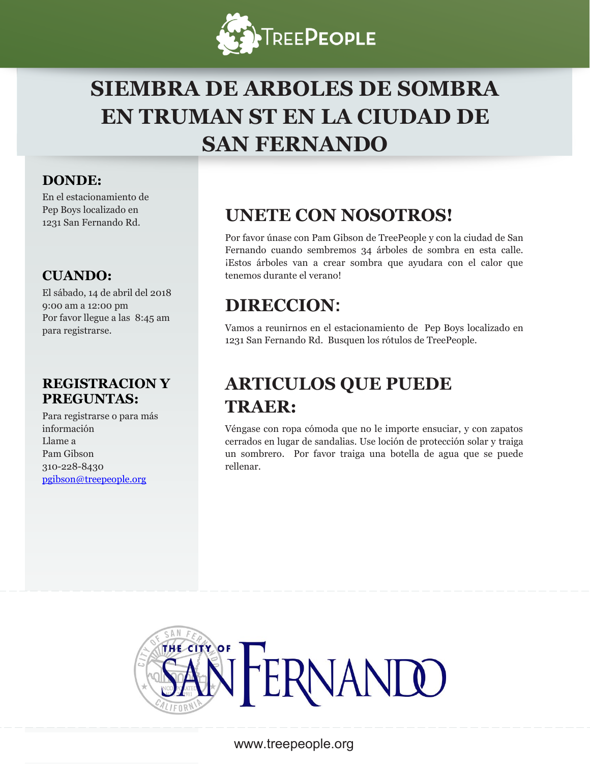TreePeople

# SIEMBRA DE ARBOLES DE SOMBRA EN TRUMAN ST EN LA CIUDAD DE SAN FERNANDO

## DONDE:

En el estacionamiento de Pep Boys localizado en 1231 San Fernando Rd.

## CUANDO:

El sábado, 14 de abril del 2018
9:00 am a 12:00 pm
Por favor llegue a las 8:45 am para registrarse.

## REGISTRACION Y PREGUNTAS:

Para registrarse o para más información
Llame a
Pam Gibson
310-228-8430
pgibson@treepeople.org

## UNETE CON NOSOTROS!

Por favor únase con Pam Gibson de TreePeople y con la ciudad de San Fernando cuando sembremos 34 árboles de sombra en esta calle. ¡Estos árboles van a crear sombra que ayudara con el calor que tenemos durante el verano!

## DIRECCION:

Vamos a reunirnos en el estacionamiento de Pep Boys localizado en 1231 San Fernando Rd. Busquen los rótulos de TreePeople.

## ARTICULOS QUE PUEDE TRAER:

Véngase con ropa cómoda que no le importe ensuciar, y con zapatos cerrados en lugar de sandalias. Use loción de protección solar y traiga un sombrero. Por favor traiga una botella de agua que se puede rellenar.

THE CITY OF SAN FERNANDO

www.treepeople.org